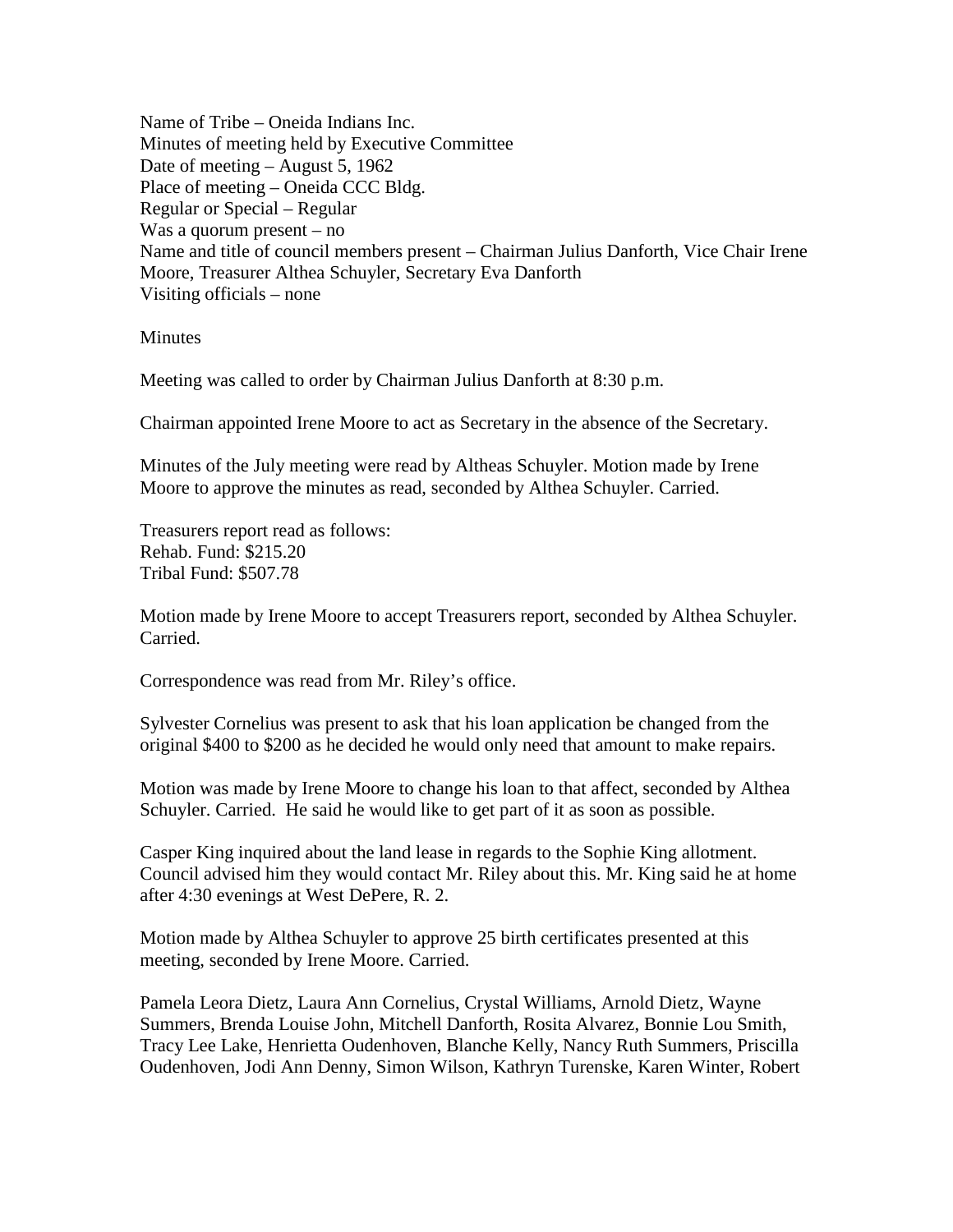Name of Tribe – Oneida Indians Inc.
Minutes of meeting held by Executive Committee
Date of meeting – August 5, 1962
Place of meeting – Oneida CCC Bldg.
Regular or Special – Regular
Was a quorum present – no
Name and title of council members present – Chairman Julius Danforth, Vice Chair Irene Moore, Treasurer Althea Schuyler, Secretary Eva Danforth
Visiting officials – none

Minutes

Meeting was called to order by Chairman Julius Danforth at 8:30 p.m.

Chairman appointed Irene Moore to act as Secretary in the absence of the Secretary.

Minutes of the July meeting were read by Altheas Schuyler. Motion made by Irene Moore to approve the minutes as read, seconded by Althea Schuyler. Carried.

Treasurers report read as follows:
Rehab. Fund: $215.20
Tribal Fund: $507.78

Motion made by Irene Moore to accept Treasurers report, seconded by Althea Schuyler. Carried.

Correspondence was read from Mr. Riley's office.

Sylvester Cornelius was present to ask that his loan application be changed from the original $400 to $200 as he decided he would only need that amount to make repairs.

Motion was made by Irene Moore to change his loan to that affect, seconded by Althea Schuyler. Carried. He said he would like to get part of it as soon as possible.

Casper King inquired about the land lease in regards to the Sophie King allotment. Council advised him they would contact Mr. Riley about this. Mr. King said he at home after 4:30 evenings at West DePere, R. 2.

Motion made by Althea Schuyler to approve 25 birth certificates presented at this meeting, seconded by Irene Moore. Carried.

Pamela Leora Dietz, Laura Ann Cornelius, Crystal Williams, Arnold Dietz, Wayne Summers, Brenda Louise John, Mitchell Danforth, Rosita Alvarez, Bonnie Lou Smith, Tracy Lee Lake, Henrietta Oudenhoven, Blanche Kelly, Nancy Ruth Summers, Priscilla Oudenhoven, Jodi Ann Denny, Simon Wilson, Kathryn Turenske, Karen Winter, Robert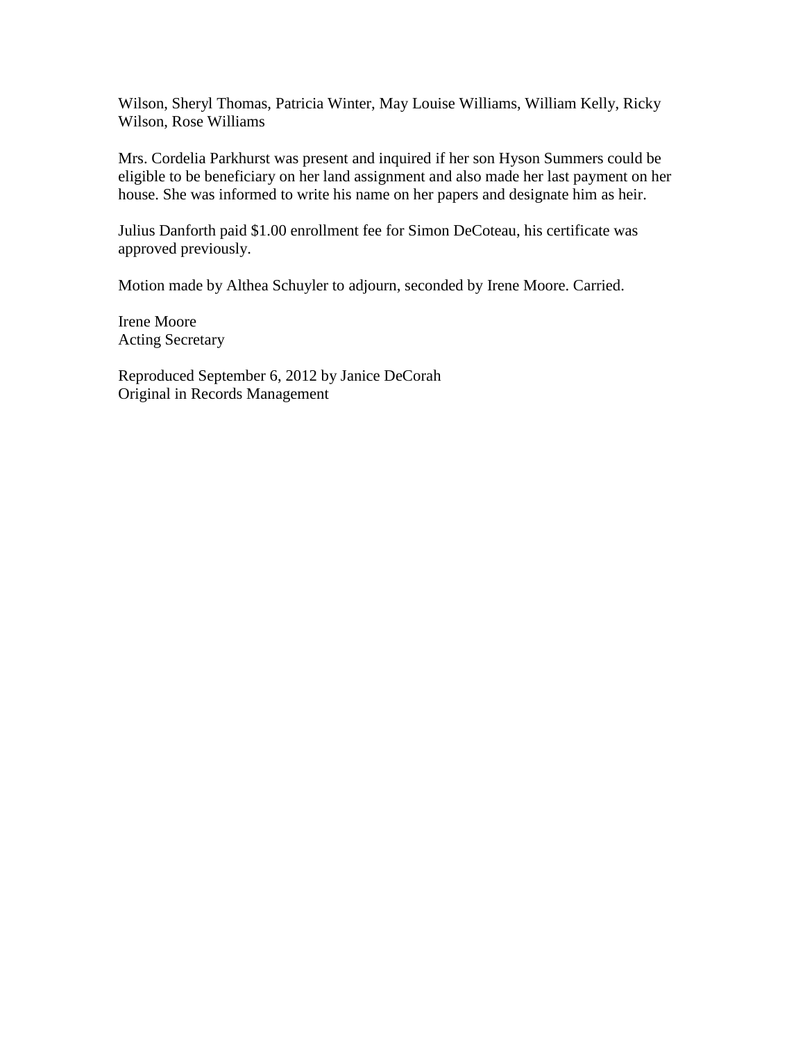Wilson, Sheryl Thomas, Patricia Winter, May Louise Williams, William Kelly, Ricky Wilson, Rose Williams

Mrs. Cordelia Parkhurst was present and inquired if her son Hyson Summers could be eligible to be beneficiary on her land assignment and also made her last payment on her house. She was informed to write his name on her papers and designate him as heir.

Julius Danforth paid $1.00 enrollment fee for Simon DeCoteau, his certificate was approved previously.

Motion made by Althea Schuyler to adjourn, seconded by Irene Moore. Carried.

Irene Moore
Acting Secretary

Reproduced September 6, 2012 by Janice DeCorah
Original in Records Management